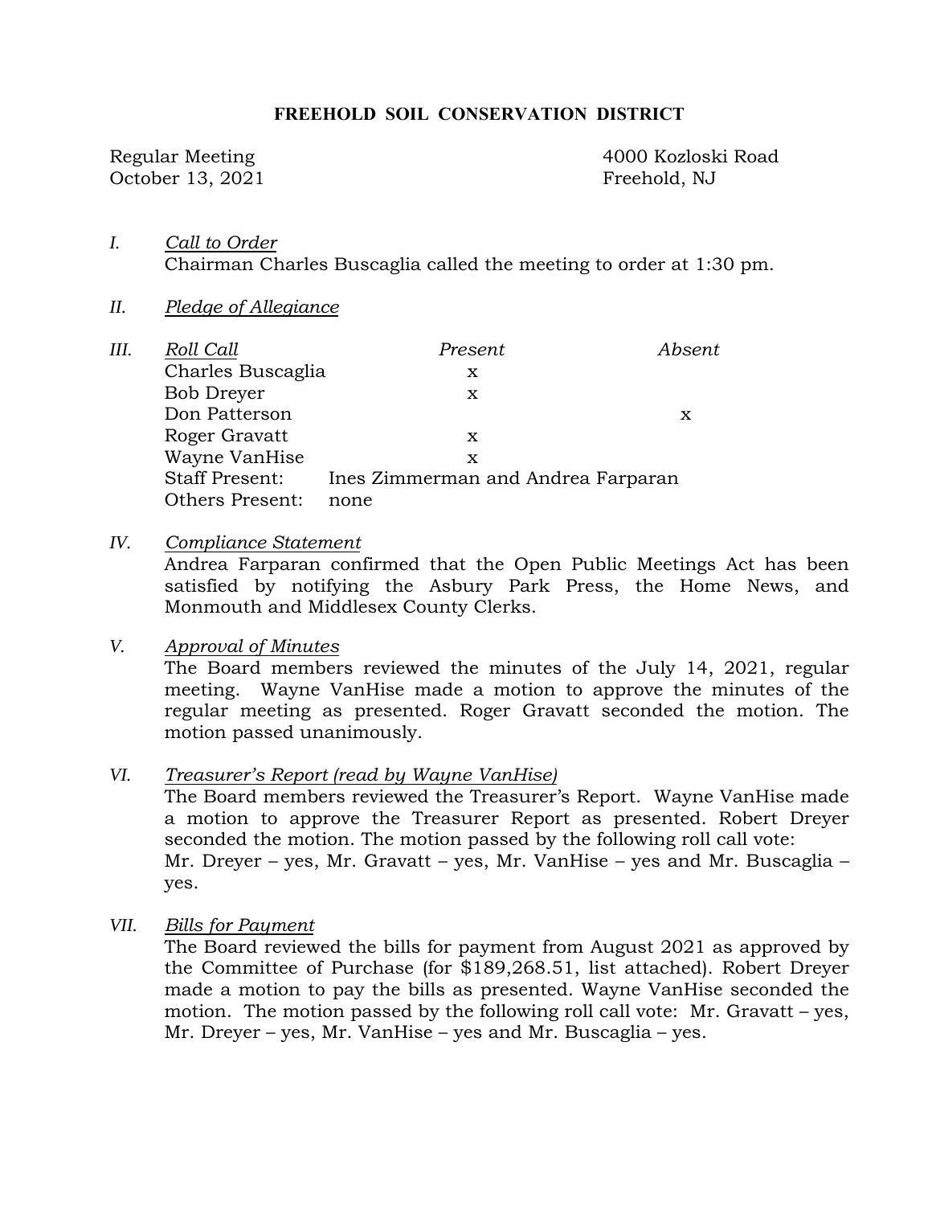# FREEHOLD SOIL CONSERVATION DISTRICT

Regular Meeting
October 13, 2021

4000 Kozloski Road
Freehold, NJ

I. *Call to Order*
Chairman Charles Buscaglia called the meeting to order at 1:30 pm.

II. *Pledge of Allegiance*

III. *Roll Call*

| Roll Call | Present | Absent |
|---|---|---|
| Charles Buscaglia | x | |
| Bob Dreyer | x | |
| Don Patterson | | x |
| Roger Gravatt | x | |
| Wayne VanHise | x | |

Staff Present: Ines Zimmerman and Andrea Farparan
Others Present: none

IV. *Compliance Statement*
Andrea Farparan confirmed that the Open Public Meetings Act has been satisfied by notifying the Asbury Park Press, the Home News, and Monmouth and Middlesex County Clerks.

V. *Approval of Minutes*
The Board members reviewed the minutes of the July 14, 2021, regular meeting. Wayne VanHise made a motion to approve the minutes of the regular meeting as presented. Roger Gravatt seconded the motion. The motion passed unanimously.

VI. *Treasurer's Report (read by Wayne VanHise)*
The Board members reviewed the Treasurer's Report. Wayne VanHise made a motion to approve the Treasurer Report as presented. Robert Dreyer seconded the motion. The motion passed by the following roll call vote: Mr. Dreyer – yes, Mr. Gravatt – yes, Mr. VanHise – yes and Mr. Buscaglia – yes.

VII. *Bills for Payment*
The Board reviewed the bills for payment from August 2021 as approved by the Committee of Purchase (for $189,268.51, list attached). Robert Dreyer made a motion to pay the bills as presented. Wayne VanHise seconded the motion. The motion passed by the following roll call vote: Mr. Gravatt – yes, Mr. Dreyer – yes, Mr. VanHise – yes and Mr. Buscaglia – yes.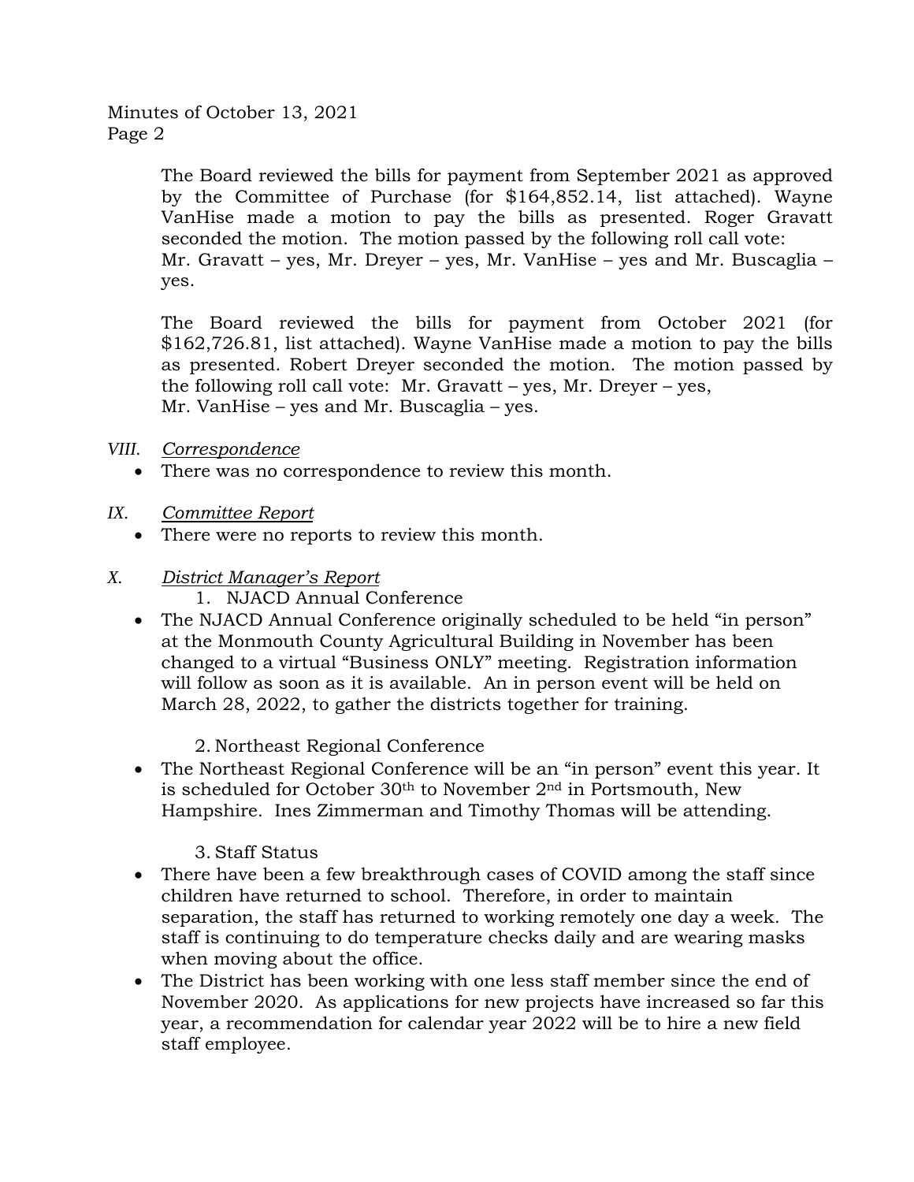The Board reviewed the bills for payment from September 2021 as approved by the Committee of Purchase (for $164,852.14, list attached). Wayne VanHise made a motion to pay the bills as presented. Roger Gravatt seconded the motion. The motion passed by the following roll call vote: Mr. Gravatt – yes, Mr. Dreyer – yes, Mr. VanHise – yes and Mr. Buscaglia – yes.

The Board reviewed the bills for payment from October 2021 (for $162,726.81, list attached). Wayne VanHise made a motion to pay the bills as presented. Robert Dreyer seconded the motion. The motion passed by the following roll call vote: Mr. Gravatt – yes, Mr. Dreyer – yes, Mr. VanHise – yes and Mr. Buscaglia – yes.

*VIII. Correspondence*

- There was no correspondence to review this month.

*IX. Committee Report*

- There were no reports to review this month.

*X. District Manager's Report*

1. NJACD Annual Conference

- The NJACD Annual Conference originally scheduled to be held "in person" at the Monmouth County Agricultural Building in November has been changed to a virtual "Business ONLY" meeting. Registration information will follow as soon as it is available. An in person event will be held on March 28, 2022, to gather the districts together for training.

2. Northeast Regional Conference

- The Northeast Regional Conference will be an "in person" event this year. It is scheduled for October 30th to November 2nd in Portsmouth, New Hampshire. Ines Zimmerman and Timothy Thomas will be attending.

3. Staff Status

- There have been a few breakthrough cases of COVID among the staff since children have returned to school. Therefore, in order to maintain separation, the staff has returned to working remotely one day a week. The staff is continuing to do temperature checks daily and are wearing masks when moving about the office.
- The District has been working with one less staff member since the end of November 2020. As applications for new projects have increased so far this year, a recommendation for calendar year 2022 will be to hire a new field staff employee.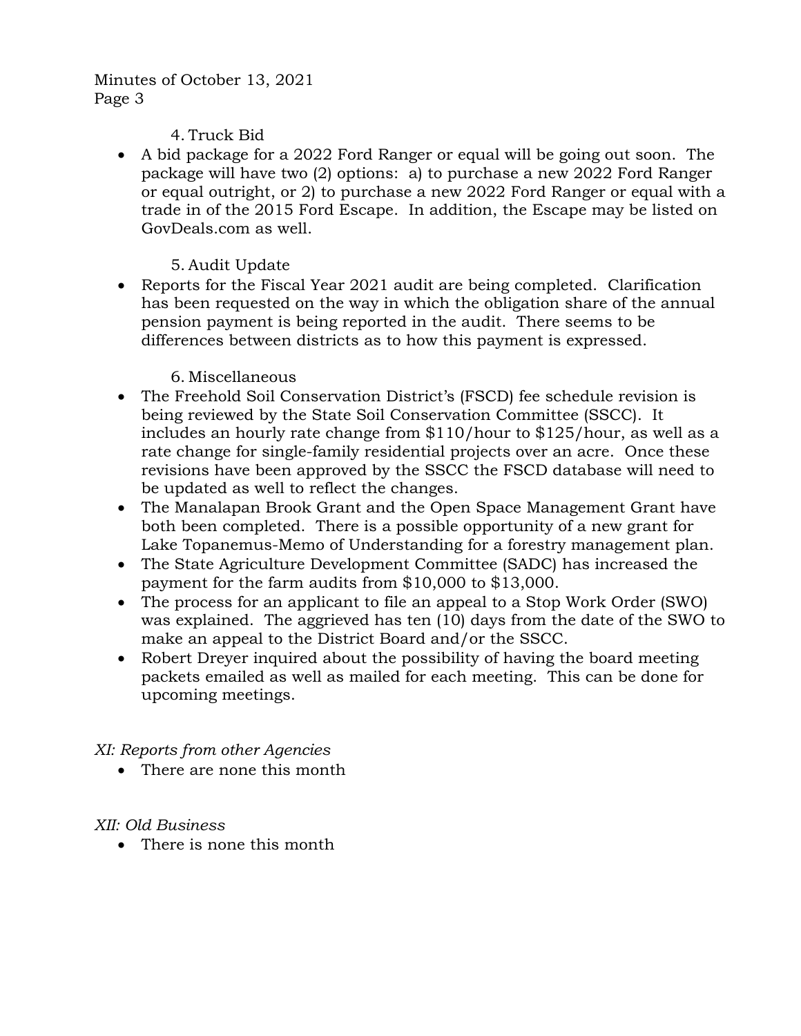4. Truck Bid

- A bid package for a 2022 Ford Ranger or equal will be going out soon. The package will have two (2) options: a) to purchase a new 2022 Ford Ranger or equal outright, or 2) to purchase a new 2022 Ford Ranger or equal with a trade in of the 2015 Ford Escape. In addition, the Escape may be listed on GovDeals.com as well.

5. Audit Update

- Reports for the Fiscal Year 2021 audit are being completed. Clarification has been requested on the way in which the obligation share of the annual pension payment is being reported in the audit. There seems to be differences between districts as to how this payment is expressed.

6. Miscellaneous

- The Freehold Soil Conservation District's (FSCD) fee schedule revision is being reviewed by the State Soil Conservation Committee (SSCC). It includes an hourly rate change from $110/hour to $125/hour, as well as a rate change for single-family residential projects over an acre. Once these revisions have been approved by the SSCC the FSCD database will need to be updated as well to reflect the changes.
- The Manalapan Brook Grant and the Open Space Management Grant have both been completed. There is a possible opportunity of a new grant for Lake Topanemus-Memo of Understanding for a forestry management plan.
- The State Agriculture Development Committee (SADC) has increased the payment for the farm audits from $10,000 to $13,000.
- The process for an applicant to file an appeal to a Stop Work Order (SWO) was explained. The aggrieved has ten (10) days from the date of the SWO to make an appeal to the District Board and/or the SSCC.
- Robert Dreyer inquired about the possibility of having the board meeting packets emailed as well as mailed for each meeting. This can be done for upcoming meetings.

*XI: Reports from other Agencies*

- There are none this month

*XII: Old Business*

- There is none this month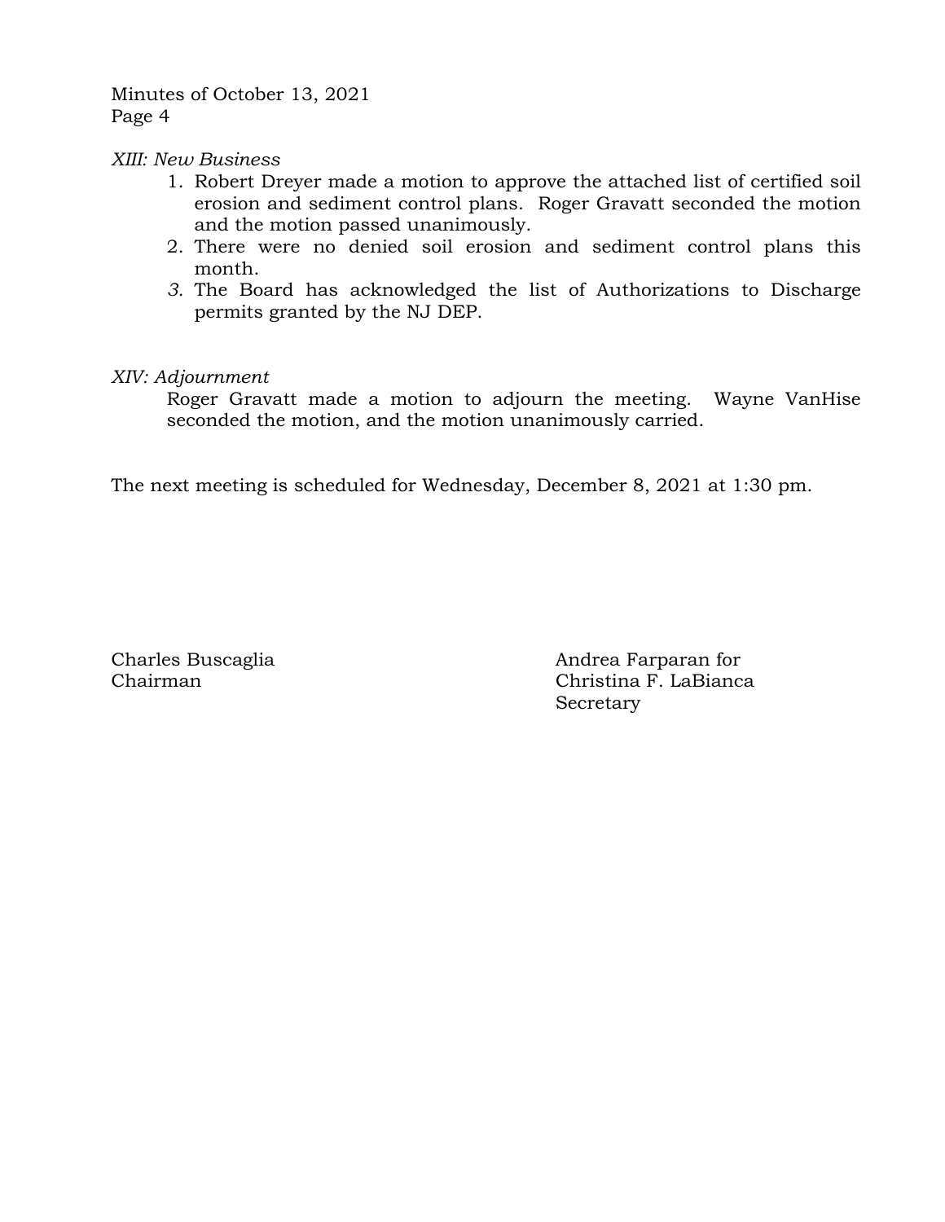Minutes of October 13, 2021

*XIII: New Business*

1. Robert Dreyer made a motion to approve the attached list of certified soil erosion and sediment control plans. Roger Gravatt seconded the motion and the motion passed unanimously.
2. There were no denied soil erosion and sediment control plans this month.
3. The Board has acknowledged the list of Authorizations to Discharge permits granted by the NJ DEP.

*XIV: Adjournment*

Roger Gravatt made a motion to adjourn the meeting. Wayne VanHise seconded the motion, and the motion unanimously carried.

The next meeting is scheduled for Wednesday, December 8, 2021 at 1:30 pm.

Charles Buscaglia
Chairman

Andrea Farparan for
Christina F. LaBianca
Secretary